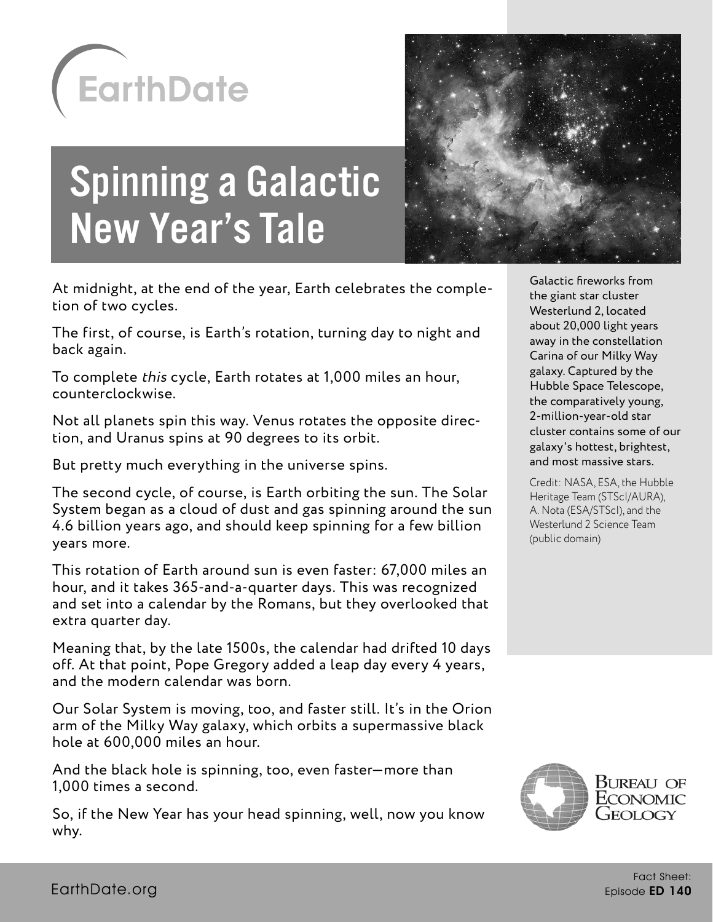EarthDate

# Spinning a Galactic New Year's Tale

At midnight, at the end of the year, Earth celebrates the completion of two cycles.

The first, of course, is Earth's rotation, turning day to night and back again.

To complete *this* cycle, Earth rotates at 1,000 miles an hour, counterclockwise.

Not all planets spin this way. Venus rotates the opposite direction, and Uranus spins at 90 degrees to its orbit.

But pretty much everything in the universe spins.

The second cycle, of course, is Earth orbiting the sun. The Solar System began as a cloud of dust and gas spinning around the sun 4.6 billion years ago, and should keep spinning for a few billion years more.

This rotation of Earth around sun is even faster: 67,000 miles an hour, and it takes 365-and-a-quarter days. This was recognized and set into a calendar by the Romans, but they overlooked that extra quarter day.

Meaning that, by the late 1500s, the calendar had drifted 10 days off. At that point, Pope Gregory added a leap day every 4 years, and the modern calendar was born.

Our Solar System is moving, too, and faster still. It's in the Orion arm of the Milky Way galaxy, which orbits a supermassive black hole at 600,000 miles an hour.

And the black hole is spinning, too, even faster—more than 1,000 times a second.

So, if the New Year has your head spinning, well, now you know why.

Galactic fireworks from the giant star cluster Westerlund 2, located about 20,000 light years away in the constellation Carina of our Milky Way galaxy. Captured by the Hubble Space Telescope, the comparatively young, 2-million-year-old star cluster contains some of our galaxy's hottest, brightest, and most massive stars.

Credit: NASA, ESA, the Hubble Heritage Team (STScI/AURA), A. Nota (ESA/STScI), and the Westerlund 2 Science Team (public domain)

Bureau of Economic Geology

EarthDate.org

Fact Sheet: Episode **ED 140**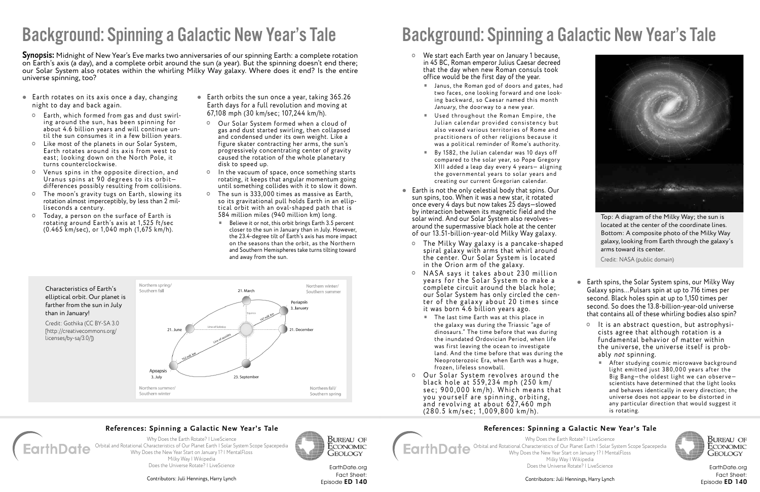# Background: Spinning a Galactic New Year's Tale

**Synopsis:** Midnight of New Year's Eve marks two anniversaries of our spinning Earth: a complete rotation on Earth's axis (a day), and a complete orbit around the sun (a year). But the spinning doesn't end there; our Solar System also rotates within the whirling Milky Way galaxy. Where does it end? Is the entire universe spinning, too?

- Earth rotates on its axis once a day, changing night to day and back again.
  - Earth, which formed from gas and dust swirling around the sun, has been spinning for about 4.6 billion years and will continue until the sun consumes it in a few billion years.
  - Like most of the planets in our Solar System, Earth rotates around its axis from west to east; looking down on the North Pole, it turns counterclockwise.
  - Venus spins in the opposite direction, and Uranus spins at 90 degrees to its orbit—differences possibly resulting from collisions.
  - The moon's gravity tugs on Earth, slowing its rotation almost imperceptibly, by less than 2 milliseconds a century.
  - Today, a person on the surface of Earth is rotating around Earth's axis at 1,525 ft/sec (0.465 km/sec), or 1,040 mph (1,675 km/h).
- Earth orbits the sun once a year, taking 365.26 Earth days for a full revolution and moving at 67,108 mph (30 km/sec; 107,244 km/h).
  - Our Solar System formed when a cloud of gas and dust started swirling, then collapsed and condensed under its own weight. Like a figure skater contracting her arms, the sun's progressively concentrating center of gravity caused the rotation of the whole planetary disk to speed up.
  - In the vacuum of space, once something starts rotating, it keeps that angular momentum going until something collides with it to slow it down.
  - The sun is 333,000 times as massive as Earth, so its gravitational pull holds Earth in an elliptical orbit with an oval-shaped path that is 584 million miles (940 million km) long.
    - Believe it or not, this orbit brings Earth 3.5 percent closer to the sun in January than in July. However, the 23.4-degree tilt of Earth's axis has more impact on the seasons than the orbit, as the Northern and Southern Hemispheres take turns tilting toward and away from the sun.

Northern spring/ Southern fall
21. March
Northern winter/ Southern summer
Periapsis 3. January
Equinox
147 mill. km
21. June
Line of Solstice
Line of apsides
21. December
152 mill. km
Apoapsis 3. July
23. September
Northern summer/ Southern winter
Northern fall/ Southern spring

Characteristics of Earth's elliptical orbit. Our planet is farther from the sun in July than in January!

Credit: Gothika (CC BY-SA 3.0 [http://creativecommons.org/licenses/by-sa/3.0/])

- We start each Earth year on January 1 because, in 45 BC, Roman emperor Julius Caesar decreed that the day when new Roman consuls took office would be the first day of the year.
  - Janus, the Roman god of doors and gates, had two faces, one looking forward and one looking backward, so Caesar named this month *January*, the doorway to a new year.
  - Used throughout the Roman Empire, the Julian calendar provided consistency but also vexed various territories of Rome and practitioners of other religions because it was a political reminder of Rome's authority.
  - By 1582, the Julian calendar was 10 days off compared to the solar year, so Pope Gregory XIII added a leap day every 4 years— aligning the governmental years to solar years and creating our current Gregorian calendar.
- Earth is not the only celestial body that spins. Our sun spins, too. When it was a new star, it rotated once every 4 days but now takes 25 days—slowed by interaction between its magnetic field and the solar wind. And our Solar System also revolves—around the supermassive black hole at the center of our 13.51-billion-year-old Milky Way galaxy.
  - The Milky Way galaxy is a pancake-shaped spiral galaxy with arms that whirl around the center. Our Solar System is located in the Orion arm of the galaxy.
  - NASA says it takes about 230 million years for the Solar System to make a complete circuit around the black hole; our Solar System has only circled the center of the galaxy about 20 times since it was born 4.6 billion years ago.
    - The last time Earth was at this place in the galaxy was during the Triassic "age of dinosaurs." The time before that was during the inundated Ordovician Period, when life was first leaving the ocean to investigate land. And the time before that was during the Neoproterozoic Era, when Earth was a huge, frozen, lifeless snowball.
  - Our Solar System revolves around the black hole at 559,234 mph (250 km/sec; 900,000 km/h). Which means that you yourself are spinning, orbiting, and revolving at about 627,460 mph (280.5 km/sec; 1,009,800 km/h).

Top: A diagram of the Milky Way; the sun is located at the center of the coordinate lines. Bottom: A composite photo of the Milky Way galaxy, looking from Earth through the galaxy's arms toward its center.

Credit: NASA (public domain)

- Earth spins, the Solar System spins, our Milky Way Galaxy spins…Pulsars spin at up to 716 times per second. Black holes spin at up to 1,150 times per second. So does the 13.8-billion-year-old universe that contains all of these whirling bodies also spin?
  - It is an abstract question, but astrophysicists agree that although rotation is a fundamental behavior of matter within the universe, the universe itself is probably *not* spinning.
    - After studying cosmic microwave background light emitted just 380,000 years after the Big Bang—the oldest light we can observe—scientists have determined that the light looks and behaves identically in every direction; the universe does not appear to be distorted in any particular direction that would suggest it is rotating.

## References: Spinning a Galactic New Year's Tale

Why Does the Earth Rotate? | LiveScience
Orbital and Rotational Characteristics of Our Planet Earth | Solar System Scope Spacepedia
Why Does the New Year Start on January 1? | MentalFloss
Milky Way | Wikipedia
Does the Universe Rotate? | LiveScience

Contributors: Juli Hennings, Harry Lynch

EarthDate.org Fact Sheet: Episode **ED 140**